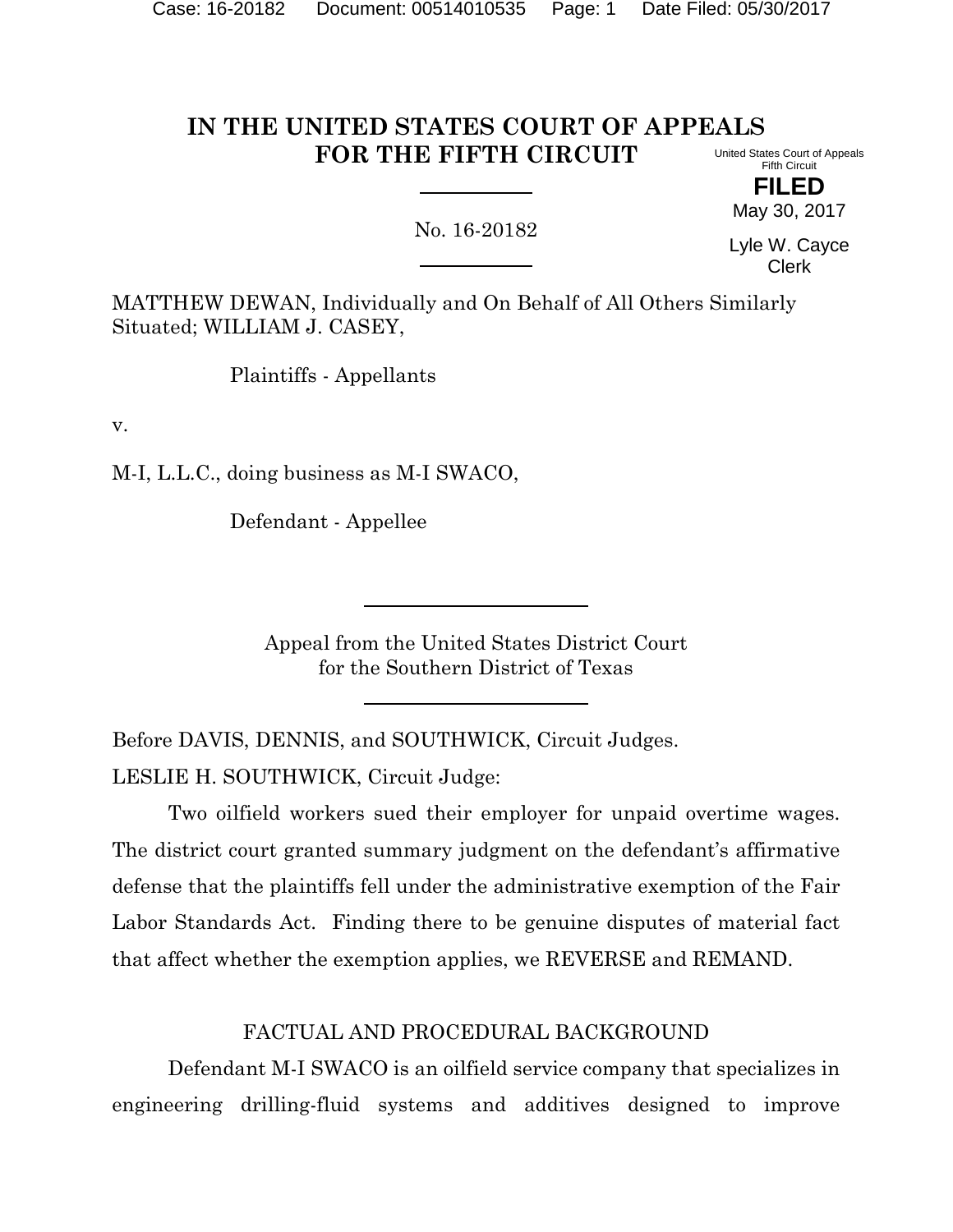# IN THE UNITED STATES COURT OF APPEALS FOR THE FIFTH CIRCUIT

United States Court of Appeals
Fifth Circuit

**FILED**
May 30, 2017

Lyle W. Cayce
Clerk

No. 16-20182

MATTHEW DEWAN, Individually and On Behalf of All Others Similarly Situated; WILLIAM J. CASEY,

Plaintiffs - Appellants

v.

M-I, L.L.C., doing business as M-I SWACO,

Defendant - Appellee

Appeal from the United States District Court
for the Southern District of Texas

Before DAVIS, DENNIS, and SOUTHWICK, Circuit Judges.

LESLIE H. SOUTHWICK, Circuit Judge:

Two oilfield workers sued their employer for unpaid overtime wages. The district court granted summary judgment on the defendant's affirmative defense that the plaintiffs fell under the administrative exemption of the Fair Labor Standards Act. Finding there to be genuine disputes of material fact that affect whether the exemption applies, we REVERSE and REMAND.

## FACTUAL AND PROCEDURAL BACKGROUND

Defendant M-I SWACO is an oilfield service company that specializes in engineering drilling-fluid systems and additives designed to improve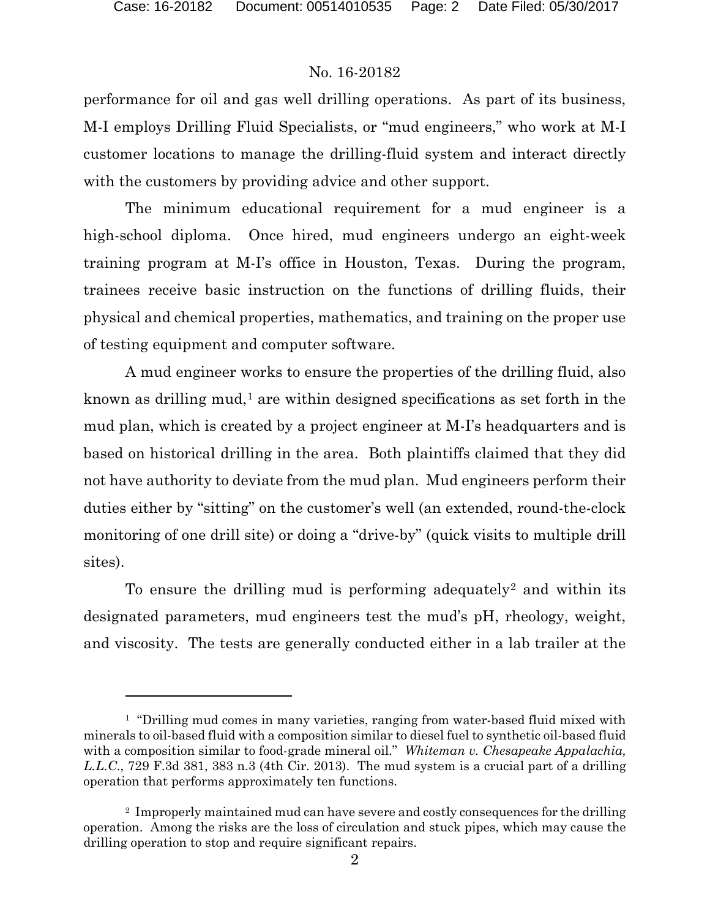performance for oil and gas well drilling operations. As part of its business, M-I employs Drilling Fluid Specialists, or "mud engineers," who work at M-I customer locations to manage the drilling-fluid system and interact directly with the customers by providing advice and other support.

The minimum educational requirement for a mud engineer is a high-school diploma. Once hired, mud engineers undergo an eight-week training program at M-I's office in Houston, Texas. During the program, trainees receive basic instruction on the functions of drilling fluids, their physical and chemical properties, mathematics, and training on the proper use of testing equipment and computer software.

A mud engineer works to ensure the properties of the drilling fluid, also known as drilling mud,[1] are within designed specifications as set forth in the mud plan, which is created by a project engineer at M-I's headquarters and is based on historical drilling in the area. Both plaintiffs claimed that they did not have authority to deviate from the mud plan. Mud engineers perform their duties either by "sitting" on the customer's well (an extended, round-the-clock monitoring of one drill site) or doing a "drive-by" (quick visits to multiple drill sites).

To ensure the drilling mud is performing adequately[2] and within its designated parameters, mud engineers test the mud's pH, rheology, weight, and viscosity. The tests are generally conducted either in a lab trailer at the

---

[1] "Drilling mud comes in many varieties, ranging from water-based fluid mixed with minerals to oil-based fluid with a composition similar to diesel fuel to synthetic oil-based fluid with a composition similar to food-grade mineral oil." *Whiteman v. Chesapeake Appalachia, L.L.C.*, 729 F.3d 381, 383 n.3 (4th Cir. 2013). The mud system is a crucial part of a drilling operation that performs approximately ten functions.

[2] Improperly maintained mud can have severe and costly consequences for the drilling operation. Among the risks are the loss of circulation and stuck pipes, which may cause the drilling operation to stop and require significant repairs.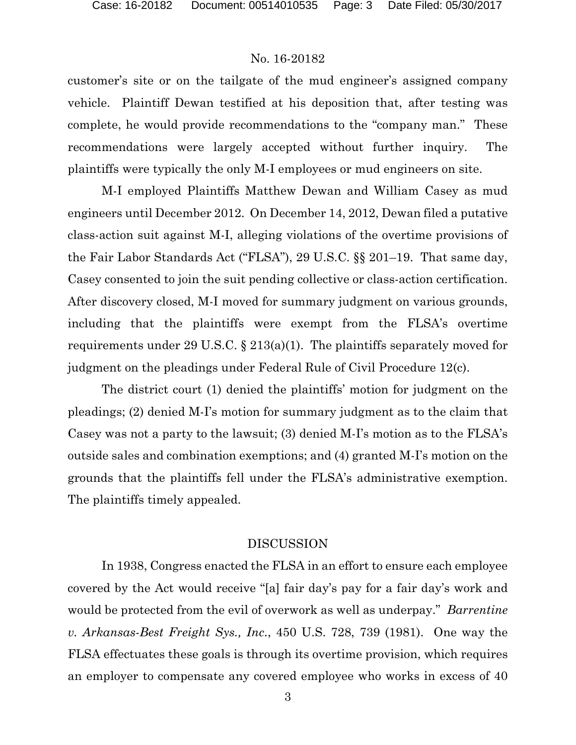customer's site or on the tailgate of the mud engineer's assigned company vehicle. Plaintiff Dewan testified at his deposition that, after testing was complete, he would provide recommendations to the "company man." These recommendations were largely accepted without further inquiry. The plaintiffs were typically the only M-I employees or mud engineers on site.

M-I employed Plaintiffs Matthew Dewan and William Casey as mud engineers until December 2012. On December 14, 2012, Dewan filed a putative class-action suit against M-I, alleging violations of the overtime provisions of the Fair Labor Standards Act ("FLSA"), 29 U.S.C. §§ 201–19. That same day, Casey consented to join the suit pending collective or class-action certification. After discovery closed, M-I moved for summary judgment on various grounds, including that the plaintiffs were exempt from the FLSA's overtime requirements under 29 U.S.C. § 213(a)(1). The plaintiffs separately moved for judgment on the pleadings under Federal Rule of Civil Procedure 12(c).

The district court (1) denied the plaintiffs' motion for judgment on the pleadings; (2) denied M-I's motion for summary judgment as to the claim that Casey was not a party to the lawsuit; (3) denied M-I's motion as to the FLSA's outside sales and combination exemptions; and (4) granted M-I's motion on the grounds that the plaintiffs fell under the FLSA's administrative exemption. The plaintiffs timely appealed.

## DISCUSSION

In 1938, Congress enacted the FLSA in an effort to ensure each employee covered by the Act would receive "[a] fair day's pay for a fair day's work and would be protected from the evil of overwork as well as underpay." *Barrentine v. Arkansas-Best Freight Sys., Inc.*, 450 U.S. 728, 739 (1981). One way the FLSA effectuates these goals is through its overtime provision, which requires an employer to compensate any covered employee who works in excess of 40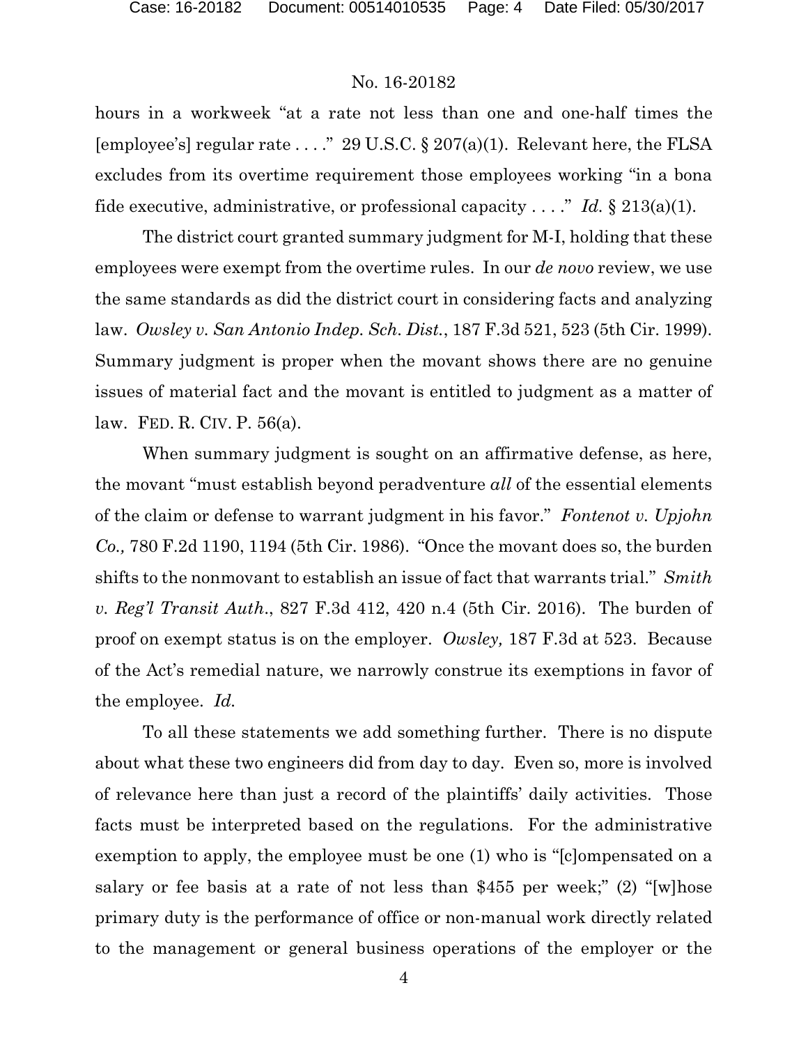hours in a workweek "at a rate not less than one and one-half times the [employee's] regular rate . . . ." 29 U.S.C. § 207(a)(1). Relevant here, the FLSA excludes from its overtime requirement those employees working "in a bona fide executive, administrative, or professional capacity . . . ." *Id.* § 213(a)(1).

The district court granted summary judgment for M-I, holding that these employees were exempt from the overtime rules. In our *de novo* review, we use the same standards as did the district court in considering facts and analyzing law. *Owsley v. San Antonio Indep. Sch. Dist.*, 187 F.3d 521, 523 (5th Cir. 1999). Summary judgment is proper when the movant shows there are no genuine issues of material fact and the movant is entitled to judgment as a matter of law. FED. R. CIV. P. 56(a).

When summary judgment is sought on an affirmative defense, as here, the movant "must establish beyond peradventure *all* of the essential elements of the claim or defense to warrant judgment in his favor." *Fontenot v. Upjohn Co.,* 780 F.2d 1190, 1194 (5th Cir. 1986). "Once the movant does so, the burden shifts to the nonmovant to establish an issue of fact that warrants trial." *Smith v. Reg'l Transit Auth.*, 827 F.3d 412, 420 n.4 (5th Cir. 2016). The burden of proof on exempt status is on the employer. *Owsley,* 187 F.3d at 523. Because of the Act's remedial nature, we narrowly construe its exemptions in favor of the employee. *Id.*

To all these statements we add something further. There is no dispute about what these two engineers did from day to day. Even so, more is involved of relevance here than just a record of the plaintiffs' daily activities. Those facts must be interpreted based on the regulations. For the administrative exemption to apply, the employee must be one (1) who is "[c]ompensated on a salary or fee basis at a rate of not less than $455 per week;" (2) "[w]hose primary duty is the performance of office or non-manual work directly related to the management or general business operations of the employer or the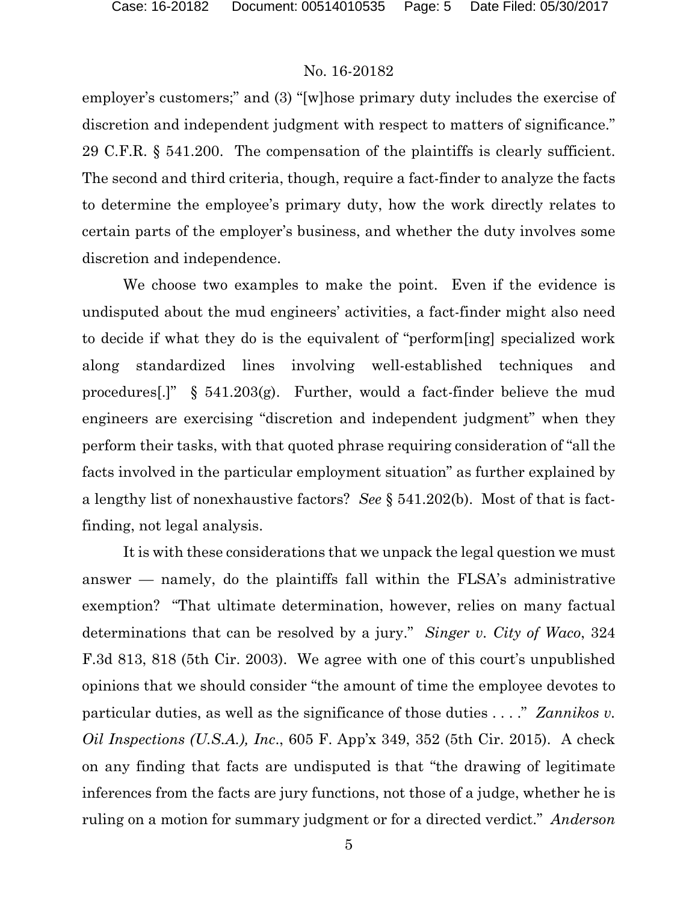employer's customers;" and (3) "[w]hose primary duty includes the exercise of discretion and independent judgment with respect to matters of significance." 29 C.F.R. § 541.200. The compensation of the plaintiffs is clearly sufficient. The second and third criteria, though, require a fact-finder to analyze the facts to determine the employee's primary duty, how the work directly relates to certain parts of the employer's business, and whether the duty involves some discretion and independence.

We choose two examples to make the point. Even if the evidence is undisputed about the mud engineers' activities, a fact-finder might also need to decide if what they do is the equivalent of "perform[ing] specialized work along standardized lines involving well-established techniques and procedures[.]" § 541.203(g). Further, would a fact-finder believe the mud engineers are exercising "discretion and independent judgment" when they perform their tasks, with that quoted phrase requiring consideration of "all the facts involved in the particular employment situation" as further explained by a lengthy list of nonexhaustive factors? *See* § 541.202(b). Most of that is fact-finding, not legal analysis.

It is with these considerations that we unpack the legal question we must answer — namely, do the plaintiffs fall within the FLSA's administrative exemption? "That ultimate determination, however, relies on many factual determinations that can be resolved by a jury." *Singer v. City of Waco*, 324 F.3d 813, 818 (5th Cir. 2003). We agree with one of this court's unpublished opinions that we should consider "the amount of time the employee devotes to particular duties, as well as the significance of those duties . . . ." *Zannikos v. Oil Inspections (U.S.A.), Inc*., 605 F. App'x 349, 352 (5th Cir. 2015). A check on any finding that facts are undisputed is that "the drawing of legitimate inferences from the facts are jury functions, not those of a judge, whether he is ruling on a motion for summary judgment or for a directed verdict." *Anderson*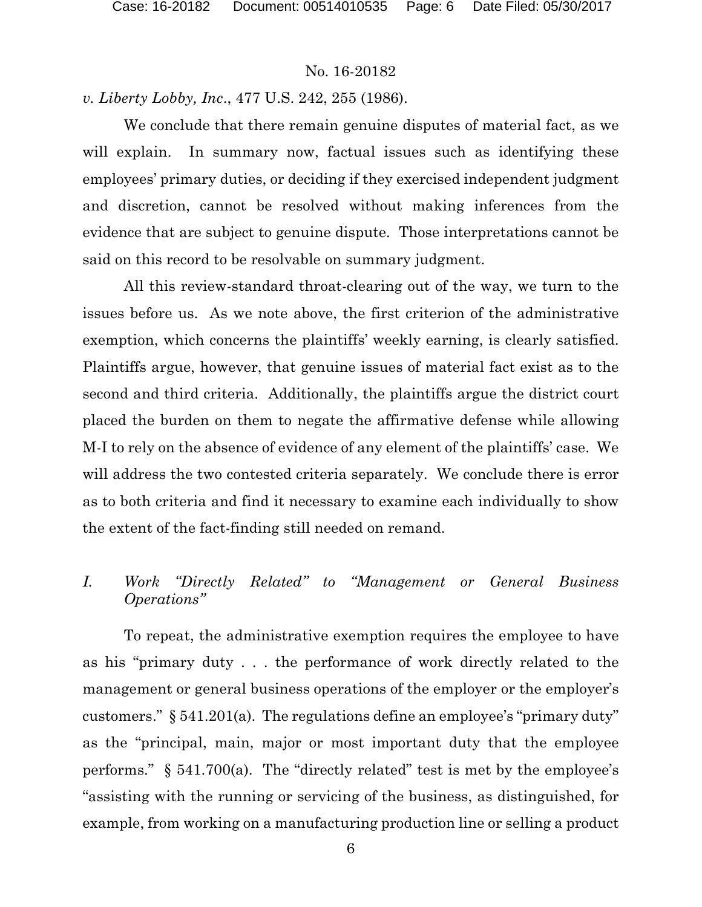*v. Liberty Lobby, Inc*., 477 U.S. 242, 255 (1986).

We conclude that there remain genuine disputes of material fact, as we will explain. In summary now, factual issues such as identifying these employees' primary duties, or deciding if they exercised independent judgment and discretion, cannot be resolved without making inferences from the evidence that are subject to genuine dispute. Those interpretations cannot be said on this record to be resolvable on summary judgment.

All this review-standard throat-clearing out of the way, we turn to the issues before us. As we note above, the first criterion of the administrative exemption, which concerns the plaintiffs' weekly earning, is clearly satisfied. Plaintiffs argue, however, that genuine issues of material fact exist as to the second and third criteria. Additionally, the plaintiffs argue the district court placed the burden on them to negate the affirmative defense while allowing M-I to rely on the absence of evidence of any element of the plaintiffs' case. We will address the two contested criteria separately. We conclude there is error as to both criteria and find it necessary to examine each individually to show the extent of the fact-finding still needed on remand.

## *I. Work "Directly Related" to "Management or General Business Operations"*

To repeat, the administrative exemption requires the employee to have as his "primary duty . . . the performance of work directly related to the management or general business operations of the employer or the employer's customers." § 541.201(a). The regulations define an employee's "primary duty" as the "principal, main, major or most important duty that the employee performs." § 541.700(a). The "directly related" test is met by the employee's "assisting with the running or servicing of the business, as distinguished, for example, from working on a manufacturing production line or selling a product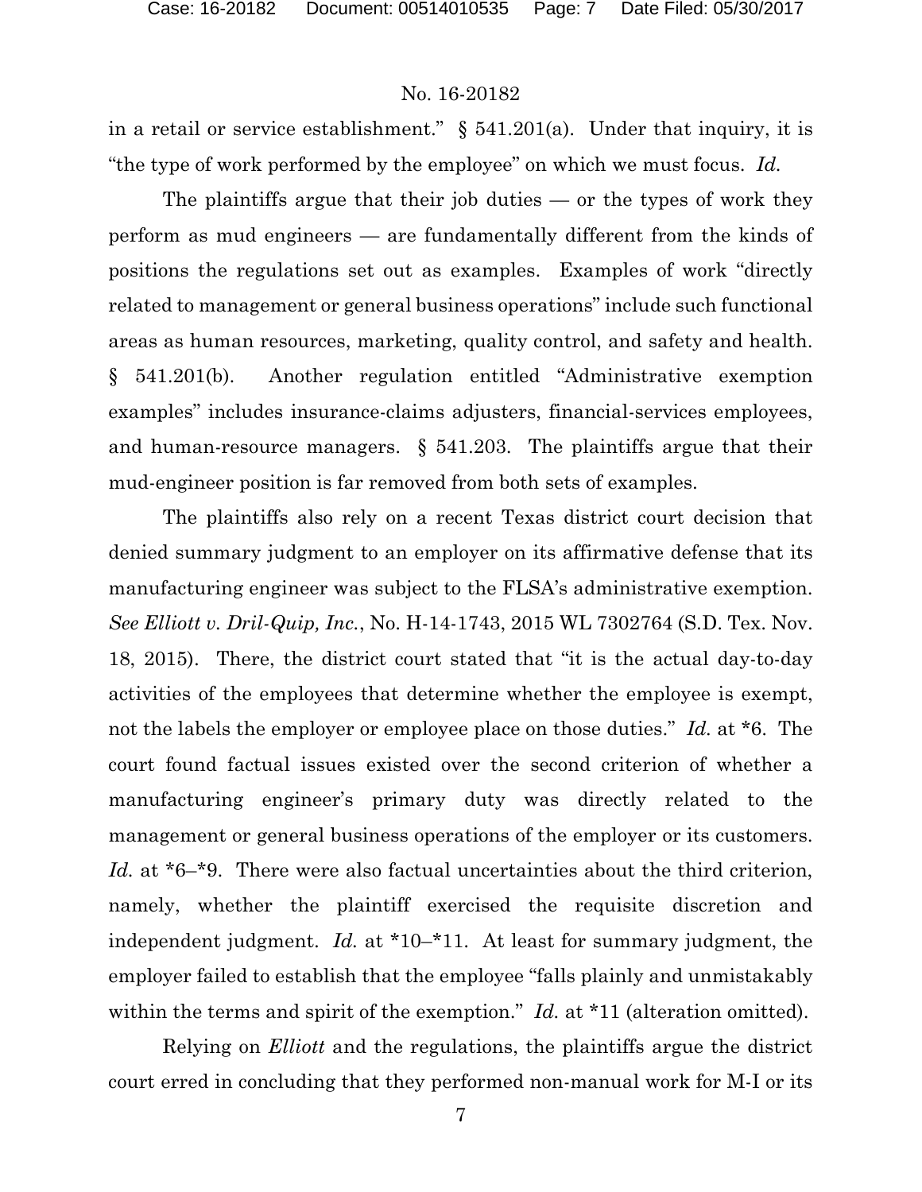in a retail or service establishment." § 541.201(a). Under that inquiry, it is "the type of work performed by the employee" on which we must focus. *Id.*

The plaintiffs argue that their job duties — or the types of work they perform as mud engineers — are fundamentally different from the kinds of positions the regulations set out as examples. Examples of work "directly related to management or general business operations" include such functional areas as human resources, marketing, quality control, and safety and health. § 541.201(b). Another regulation entitled "Administrative exemption examples" includes insurance-claims adjusters, financial-services employees, and human-resource managers. § 541.203. The plaintiffs argue that their mud-engineer position is far removed from both sets of examples.

The plaintiffs also rely on a recent Texas district court decision that denied summary judgment to an employer on its affirmative defense that its manufacturing engineer was subject to the FLSA's administrative exemption. *See Elliott v. Dril-Quip, Inc.*, No. H-14-1743, 2015 WL 7302764 (S.D. Tex. Nov. 18, 2015). There, the district court stated that "it is the actual day-to-day activities of the employees that determine whether the employee is exempt, not the labels the employer or employee place on those duties." *Id.* at *6. The court found factual issues existed over the second criterion of whether a manufacturing engineer's primary duty was directly related to the management or general business operations of the employer or its customers. *Id.* at *6–*9. There were also factual uncertainties about the third criterion, namely, whether the plaintiff exercised the requisite discretion and independent judgment. *Id.* at *10–*11. At least for summary judgment, the employer failed to establish that the employee "falls plainly and unmistakably within the terms and spirit of the exemption." *Id.* at *11 (alteration omitted).

Relying on *Elliott* and the regulations, the plaintiffs argue the district court erred in concluding that they performed non-manual work for M-I or its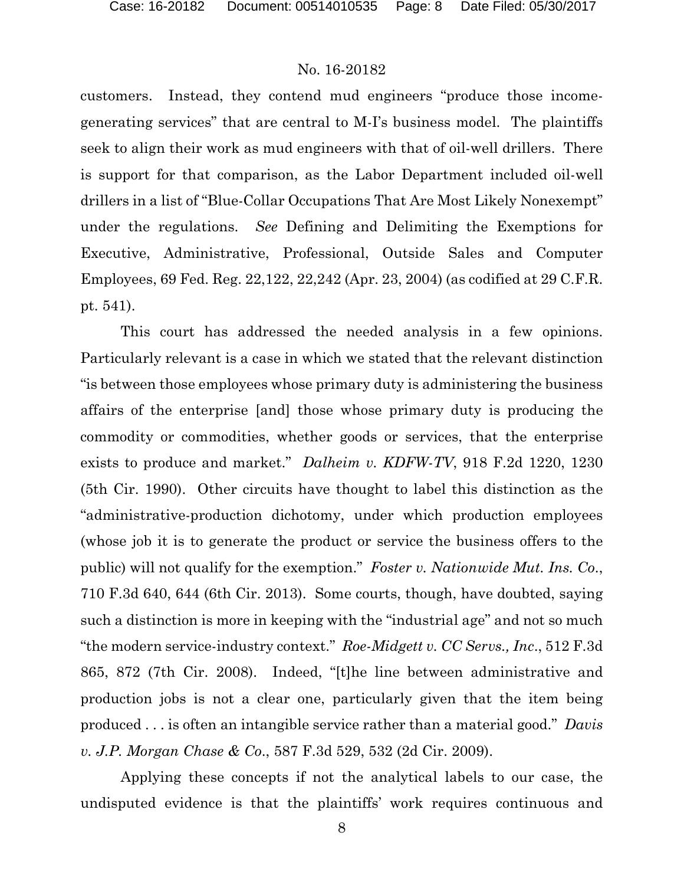customers. Instead, they contend mud engineers "produce those income-generating services" that are central to M-I's business model. The plaintiffs seek to align their work as mud engineers with that of oil-well drillers. There is support for that comparison, as the Labor Department included oil-well drillers in a list of "Blue-Collar Occupations That Are Most Likely Nonexempt" under the regulations. *See* Defining and Delimiting the Exemptions for Executive, Administrative, Professional, Outside Sales and Computer Employees, 69 Fed. Reg. 22,122, 22,242 (Apr. 23, 2004) (as codified at 29 C.F.R. pt. 541).

This court has addressed the needed analysis in a few opinions. Particularly relevant is a case in which we stated that the relevant distinction "is between those employees whose primary duty is administering the business affairs of the enterprise [and] those whose primary duty is producing the commodity or commodities, whether goods or services, that the enterprise exists to produce and market." *Dalheim v. KDFW-TV*, 918 F.2d 1220, 1230 (5th Cir. 1990). Other circuits have thought to label this distinction as the "administrative-production dichotomy, under which production employees (whose job it is to generate the product or service the business offers to the public) will not qualify for the exemption." *Foster v. Nationwide Mut. Ins. Co.*, 710 F.3d 640, 644 (6th Cir. 2013). Some courts, though, have doubted, saying such a distinction is more in keeping with the "industrial age" and not so much "the modern service-industry context." *Roe-Midgett v. CC Servs., Inc.*, 512 F.3d 865, 872 (7th Cir. 2008). Indeed, "[t]he line between administrative and production jobs is not a clear one, particularly given that the item being produced . . . is often an intangible service rather than a material good." *Davis v. J.P. Morgan Chase & Co.*, 587 F.3d 529, 532 (2d Cir. 2009).

Applying these concepts if not the analytical labels to our case, the undisputed evidence is that the plaintiffs' work requires continuous and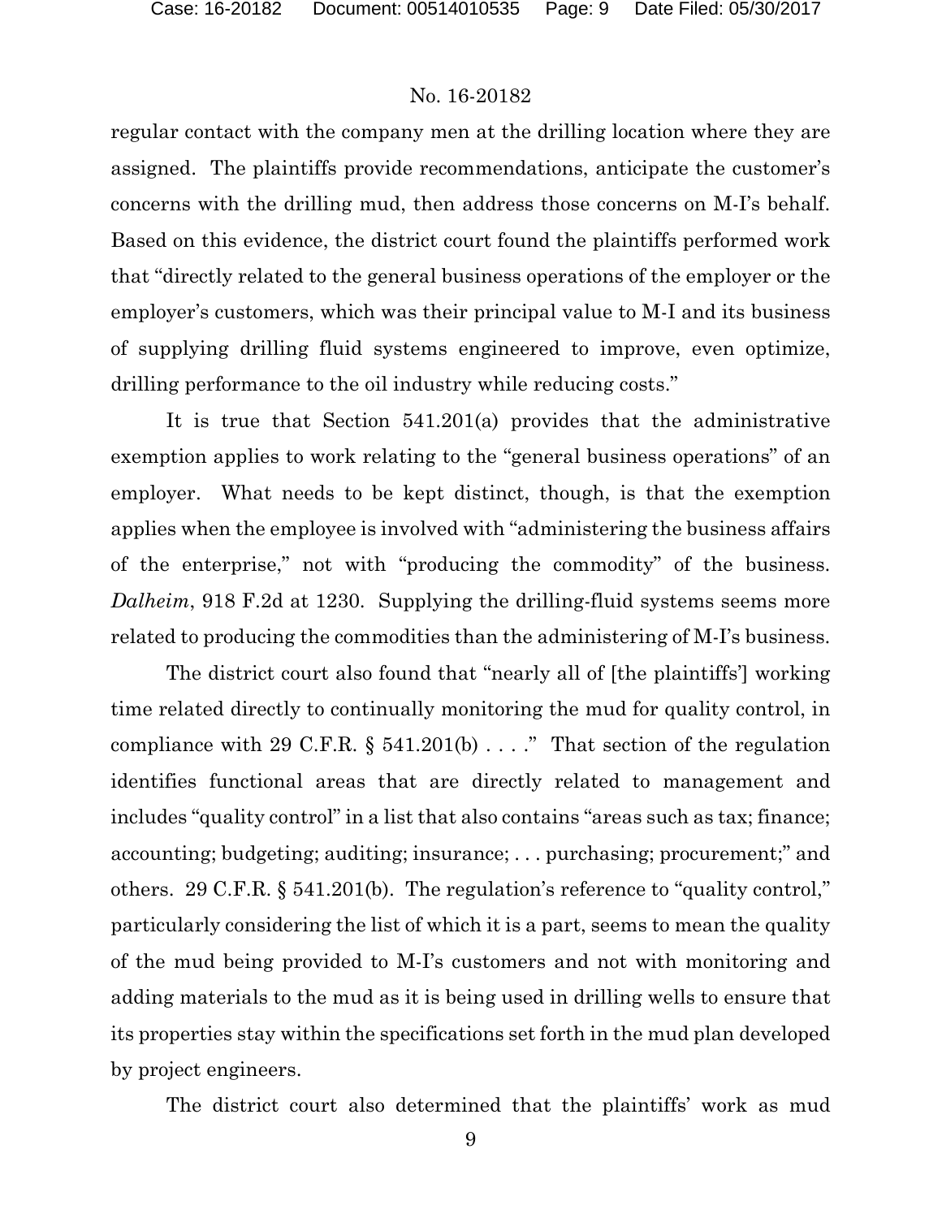regular contact with the company men at the drilling location where they are assigned. The plaintiffs provide recommendations, anticipate the customer's concerns with the drilling mud, then address those concerns on M-I's behalf. Based on this evidence, the district court found the plaintiffs performed work that "directly related to the general business operations of the employer or the employer's customers, which was their principal value to M-I and its business of supplying drilling fluid systems engineered to improve, even optimize, drilling performance to the oil industry while reducing costs."

It is true that Section 541.201(a) provides that the administrative exemption applies to work relating to the "general business operations" of an employer. What needs to be kept distinct, though, is that the exemption applies when the employee is involved with "administering the business affairs of the enterprise," not with "producing the commodity" of the business. *Dalheim*, 918 F.2d at 1230. Supplying the drilling-fluid systems seems more related to producing the commodities than the administering of M-I's business.

The district court also found that "nearly all of [the plaintiffs'] working time related directly to continually monitoring the mud for quality control, in compliance with 29 C.F.R. § 541.201(b) . . . ." That section of the regulation identifies functional areas that are directly related to management and includes "quality control" in a list that also contains "areas such as tax; finance; accounting; budgeting; auditing; insurance; . . . purchasing; procurement;" and others. 29 C.F.R. § 541.201(b). The regulation's reference to "quality control," particularly considering the list of which it is a part, seems to mean the quality of the mud being provided to M-I's customers and not with monitoring and adding materials to the mud as it is being used in drilling wells to ensure that its properties stay within the specifications set forth in the mud plan developed by project engineers.

The district court also determined that the plaintiffs' work as mud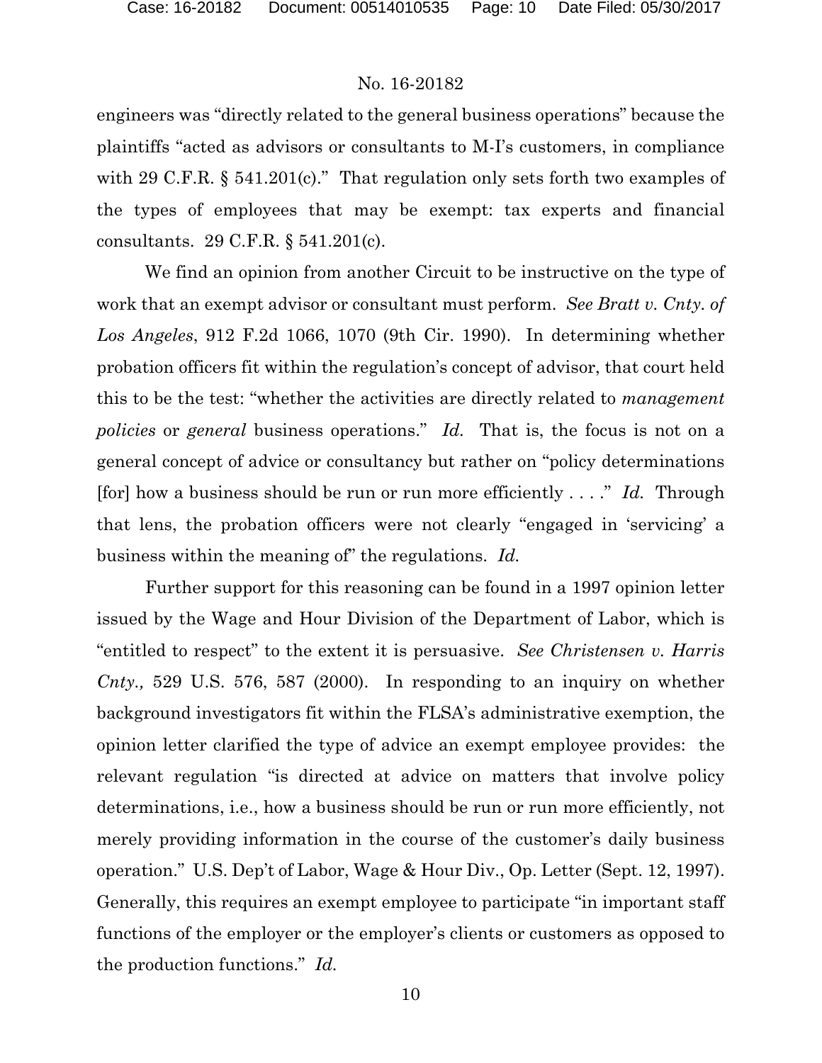engineers was "directly related to the general business operations" because the plaintiffs "acted as advisors or consultants to M-I's customers, in compliance with 29 C.F.R. § 541.201(c)." That regulation only sets forth two examples of the types of employees that may be exempt: tax experts and financial consultants. 29 C.F.R. § 541.201(c).

We find an opinion from another Circuit to be instructive on the type of work that an exempt advisor or consultant must perform. *See Bratt v. Cnty. of Los Angeles*, 912 F.2d 1066, 1070 (9th Cir. 1990). In determining whether probation officers fit within the regulation's concept of advisor, that court held this to be the test: "whether the activities are directly related to *management policies* or *general* business operations." *Id.* That is, the focus is not on a general concept of advice or consultancy but rather on "policy determinations [for] how a business should be run or run more efficiently . . . ." *Id.* Through that lens, the probation officers were not clearly "engaged in 'servicing' a business within the meaning of" the regulations. *Id.*

Further support for this reasoning can be found in a 1997 opinion letter issued by the Wage and Hour Division of the Department of Labor, which is "entitled to respect" to the extent it is persuasive. *See Christensen v. Harris Cnty.,* 529 U.S. 576, 587 (2000). In responding to an inquiry on whether background investigators fit within the FLSA's administrative exemption, the opinion letter clarified the type of advice an exempt employee provides: the relevant regulation "is directed at advice on matters that involve policy determinations, i.e., how a business should be run or run more efficiently, not merely providing information in the course of the customer's daily business operation." U.S. Dep't of Labor, Wage & Hour Div., Op. Letter (Sept. 12, 1997). Generally, this requires an exempt employee to participate "in important staff functions of the employer or the employer's clients or customers as opposed to the production functions." *Id.*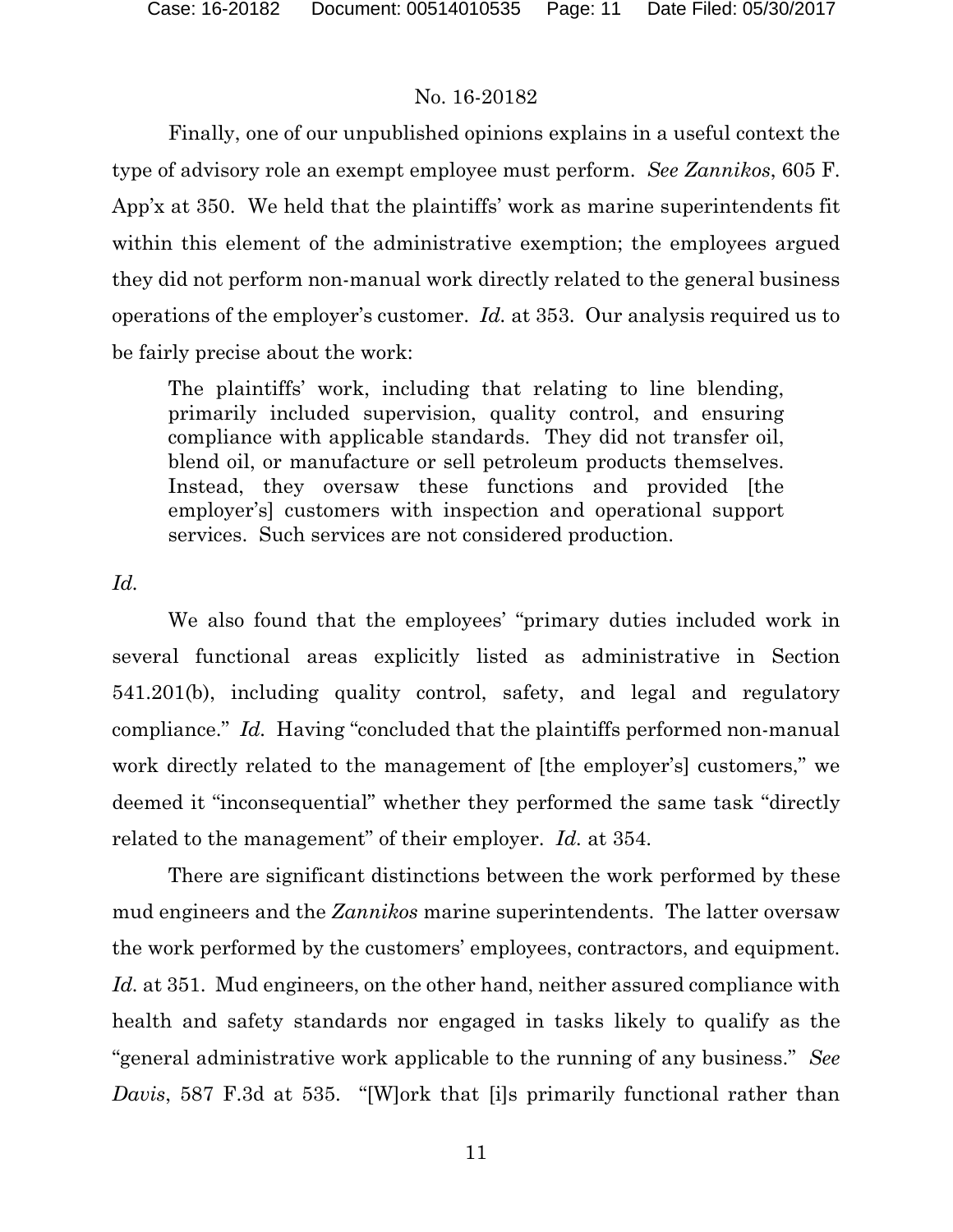Finally, one of our unpublished opinions explains in a useful context the type of advisory role an exempt employee must perform. *See Zannikos*, 605 F. App'x at 350. We held that the plaintiffs' work as marine superintendents fit within this element of the administrative exemption; the employees argued they did not perform non-manual work directly related to the general business operations of the employer's customer. *Id.* at 353. Our analysis required us to be fairly precise about the work:

> The plaintiffs' work, including that relating to line blending, primarily included supervision, quality control, and ensuring compliance with applicable standards. They did not transfer oil, blend oil, or manufacture or sell petroleum products themselves. Instead, they oversaw these functions and provided [the employer's] customers with inspection and operational support services. Such services are not considered production.

*Id.*

We also found that the employees' "primary duties included work in several functional areas explicitly listed as administrative in Section 541.201(b), including quality control, safety, and legal and regulatory compliance." *Id.* Having "concluded that the plaintiffs performed non-manual work directly related to the management of [the employer's] customers," we deemed it "inconsequential" whether they performed the same task "directly related to the management" of their employer. *Id.* at 354.

There are significant distinctions between the work performed by these mud engineers and the *Zannikos* marine superintendents. The latter oversaw the work performed by the customers' employees, contractors, and equipment. *Id.* at 351. Mud engineers, on the other hand, neither assured compliance with health and safety standards nor engaged in tasks likely to qualify as the "general administrative work applicable to the running of any business." *See Davis*, 587 F.3d at 535. "[W]ork that [i]s primarily functional rather than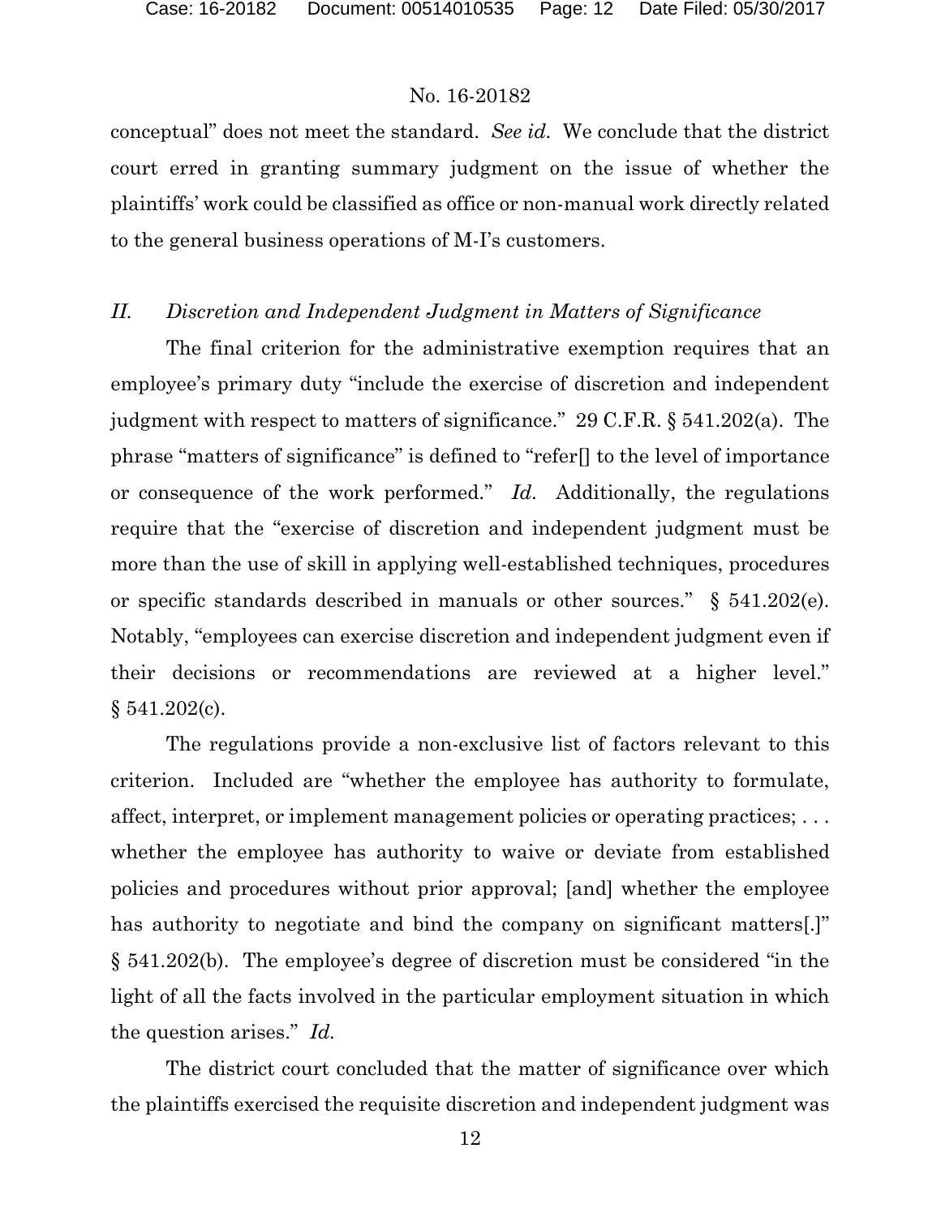conceptual" does not meet the standard. *See id.* We conclude that the district court erred in granting summary judgment on the issue of whether the plaintiffs' work could be classified as office or non-manual work directly related to the general business operations of M-I's customers.

## *II. Discretion and Independent Judgment in Matters of Significance*

The final criterion for the administrative exemption requires that an employee's primary duty "include the exercise of discretion and independent judgment with respect to matters of significance." 29 C.F.R. § 541.202(a). The phrase "matters of significance" is defined to "refer[] to the level of importance or consequence of the work performed." *Id.* Additionally, the regulations require that the "exercise of discretion and independent judgment must be more than the use of skill in applying well-established techniques, procedures or specific standards described in manuals or other sources." § 541.202(e). Notably, "employees can exercise discretion and independent judgment even if their decisions or recommendations are reviewed at a higher level." § 541.202(c).

The regulations provide a non-exclusive list of factors relevant to this criterion. Included are "whether the employee has authority to formulate, affect, interpret, or implement management policies or operating practices; . . . whether the employee has authority to waive or deviate from established policies and procedures without prior approval; [and] whether the employee has authority to negotiate and bind the company on significant matters[.]" § 541.202(b). The employee's degree of discretion must be considered "in the light of all the facts involved in the particular employment situation in which the question arises." *Id.*

The district court concluded that the matter of significance over which the plaintiffs exercised the requisite discretion and independent judgment was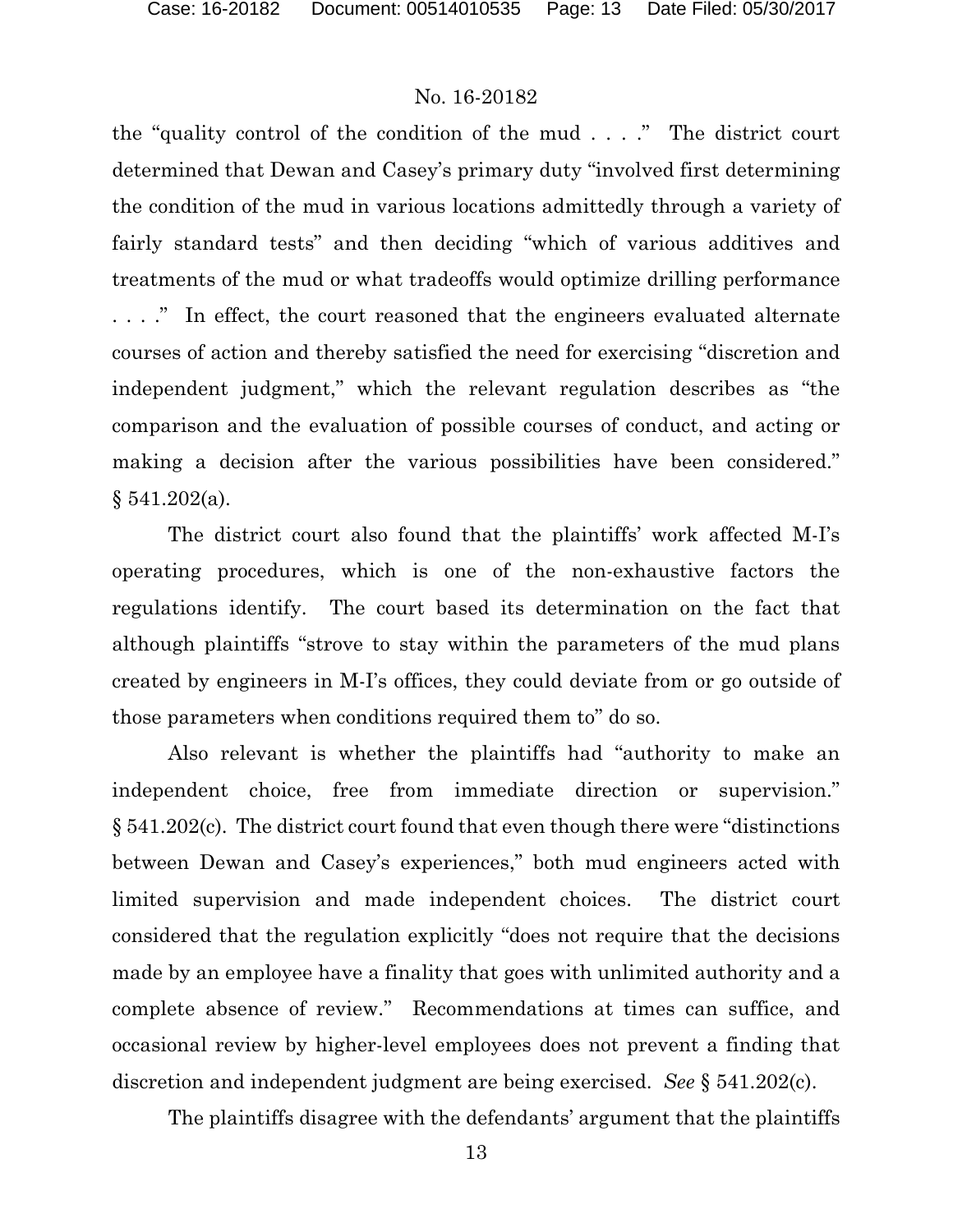the "quality control of the condition of the mud . . . ." The district court determined that Dewan and Casey's primary duty "involved first determining the condition of the mud in various locations admittedly through a variety of fairly standard tests" and then deciding "which of various additives and treatments of the mud or what tradeoffs would optimize drilling performance . . . ." In effect, the court reasoned that the engineers evaluated alternate courses of action and thereby satisfied the need for exercising "discretion and independent judgment," which the relevant regulation describes as "the comparison and the evaluation of possible courses of conduct, and acting or making a decision after the various possibilities have been considered." § 541.202(a).

The district court also found that the plaintiffs' work affected M-I's operating procedures, which is one of the non-exhaustive factors the regulations identify. The court based its determination on the fact that although plaintiffs "strove to stay within the parameters of the mud plans created by engineers in M-I's offices, they could deviate from or go outside of those parameters when conditions required them to" do so.

Also relevant is whether the plaintiffs had "authority to make an independent choice, free from immediate direction or supervision." § 541.202(c). The district court found that even though there were "distinctions between Dewan and Casey's experiences," both mud engineers acted with limited supervision and made independent choices. The district court considered that the regulation explicitly "does not require that the decisions made by an employee have a finality that goes with unlimited authority and a complete absence of review." Recommendations at times can suffice, and occasional review by higher-level employees does not prevent a finding that discretion and independent judgment are being exercised. *See* § 541.202(c).

The plaintiffs disagree with the defendants' argument that the plaintiffs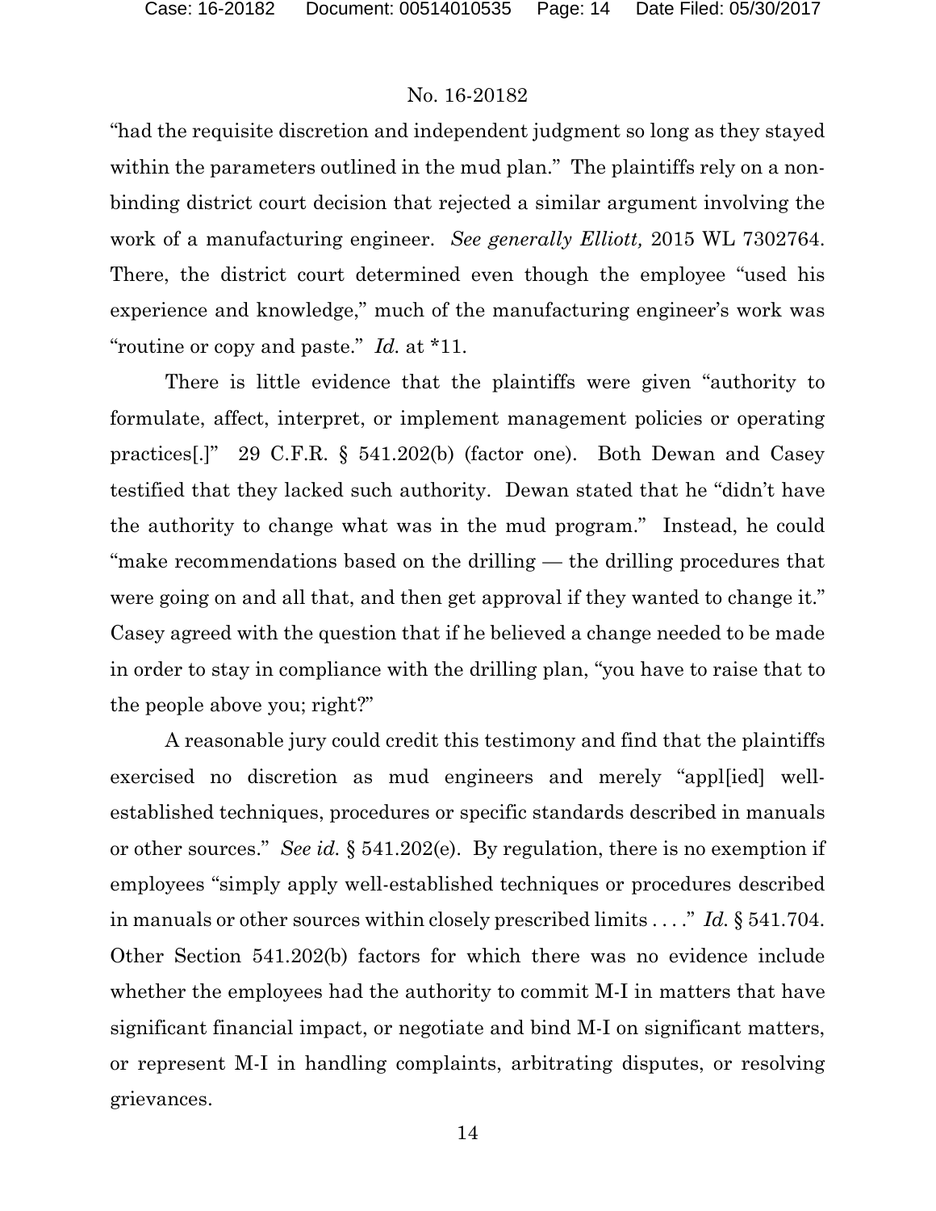"had the requisite discretion and independent judgment so long as they stayed within the parameters outlined in the mud plan." The plaintiffs rely on a non-binding district court decision that rejected a similar argument involving the work of a manufacturing engineer. *See generally Elliott,* 2015 WL 7302764. There, the district court determined even though the employee "used his experience and knowledge," much of the manufacturing engineer's work was "routine or copy and paste." *Id.* at *11.

There is little evidence that the plaintiffs were given "authority to formulate, affect, interpret, or implement management policies or operating practices[.]" 29 C.F.R. § 541.202(b) (factor one). Both Dewan and Casey testified that they lacked such authority. Dewan stated that he "didn't have the authority to change what was in the mud program." Instead, he could "make recommendations based on the drilling — the drilling procedures that were going on and all that, and then get approval if they wanted to change it." Casey agreed with the question that if he believed a change needed to be made in order to stay in compliance with the drilling plan, "you have to raise that to the people above you; right?"

A reasonable jury could credit this testimony and find that the plaintiffs exercised no discretion as mud engineers and merely "appl[ied] well-established techniques, procedures or specific standards described in manuals or other sources." *See id.* § 541.202(e). By regulation, there is no exemption if employees "simply apply well-established techniques or procedures described in manuals or other sources within closely prescribed limits . . . ." *Id.* § 541.704. Other Section 541.202(b) factors for which there was no evidence include whether the employees had the authority to commit M-I in matters that have significant financial impact, or negotiate and bind M-I on significant matters, or represent M-I in handling complaints, arbitrating disputes, or resolving grievances.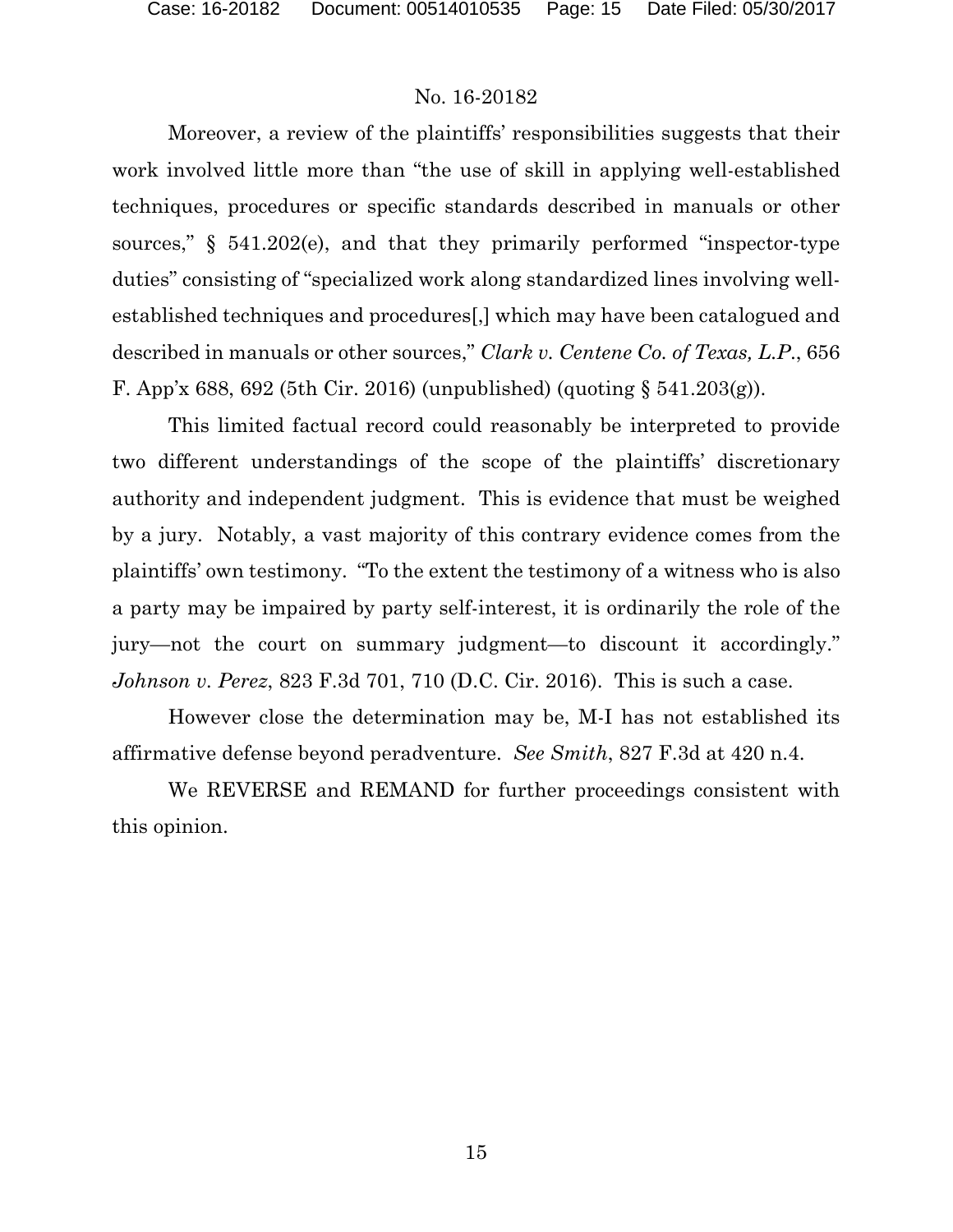Moreover, a review of the plaintiffs' responsibilities suggests that their work involved little more than "the use of skill in applying well-established techniques, procedures or specific standards described in manuals or other sources," § 541.202(e), and that they primarily performed "inspector-type duties" consisting of "specialized work along standardized lines involving well-established techniques and procedures[,] which may have been catalogued and described in manuals or other sources," *Clark v. Centene Co. of Texas, L.P.*, 656 F. App'x 688, 692 (5th Cir. 2016) (unpublished) (quoting § 541.203(g)).

This limited factual record could reasonably be interpreted to provide two different understandings of the scope of the plaintiffs' discretionary authority and independent judgment. This is evidence that must be weighed by a jury. Notably, a vast majority of this contrary evidence comes from the plaintiffs' own testimony. "To the extent the testimony of a witness who is also a party may be impaired by party self-interest, it is ordinarily the role of the jury—not the court on summary judgment—to discount it accordingly." *Johnson v. Perez*, 823 F.3d 701, 710 (D.C. Cir. 2016). This is such a case.

However close the determination may be, M-I has not established its affirmative defense beyond peradventure. *See Smith*, 827 F.3d at 420 n.4.

We REVERSE and REMAND for further proceedings consistent with this opinion.